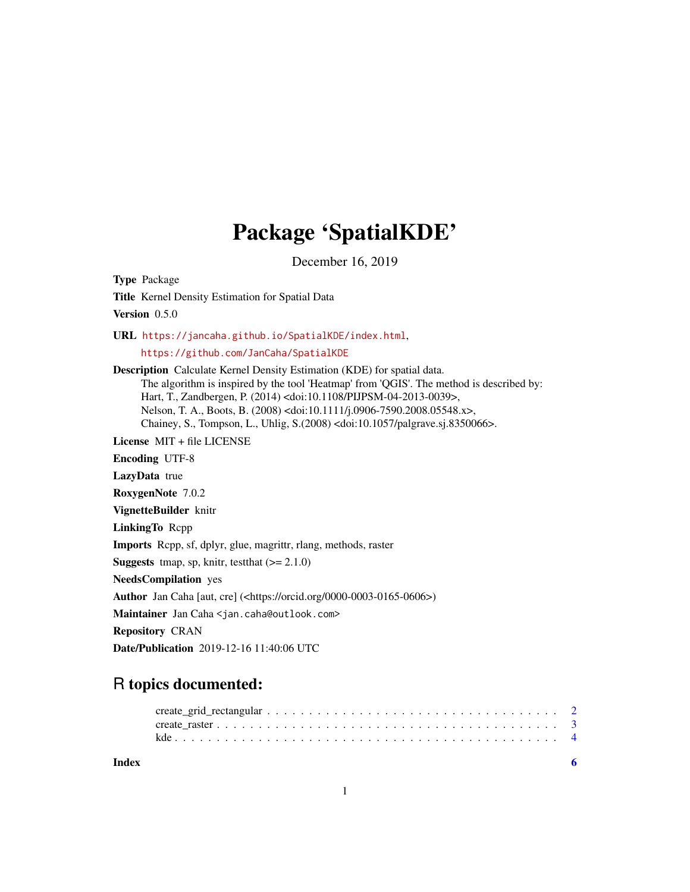# Package 'SpatialKDE'

December 16, 2019

**Type** Package

**Title** Kernel Density Estimation for Spatial Data

**Version** 0.5.0

**URL** https://jancaha.github.io/SpatialKDE/index.html,
https://github.com/JanCaha/SpatialKDE

**Description** Calculate Kernel Density Estimation (KDE) for spatial data.
The algorithm is inspired by the tool 'Heatmap' from 'QGIS'. The method is described by:
Hart, T., Zandbergen, P. (2014) <doi:10.1108/PIJPSM-04-2013-0039>,
Nelson, T. A., Boots, B. (2008) <doi:10.1111/j.0906-7590.2008.05548.x>,
Chainey, S., Tompson, L., Uhlig, S.(2008) <doi:10.1057/palgrave.sj.8350066>.

**License** MIT + file LICENSE

**Encoding** UTF-8

**LazyData** true

**RoxygenNote** 7.0.2

**VignetteBuilder** knitr

**LinkingTo** Rcpp

**Imports** Rcpp, sf, dplyr, glue, magrittr, rlang, methods, raster

**Suggests** tmap, sp, knitr, testthat (>= 2.1.0)

**NeedsCompilation** yes

**Author** Jan Caha [aut, cre] (<https://orcid.org/0000-0003-0165-0606>)

**Maintainer** Jan Caha <jan.caha@outlook.com>

**Repository** CRAN

**Date/Publication** 2019-12-16 11:40:06 UTC

## R topics documented:

create_grid_rectangular . . . . . . . . . . . . . . . . . . . . . . . . . . . . . . . . . . 2
create_raster . . . . . . . . . . . . . . . . . . . . . . . . . . . . . . . . . . . . . . . . 3
kde . . . . . . . . . . . . . . . . . . . . . . . . . . . . . . . . . . . . . . . . . . . . . 4

**Index** 6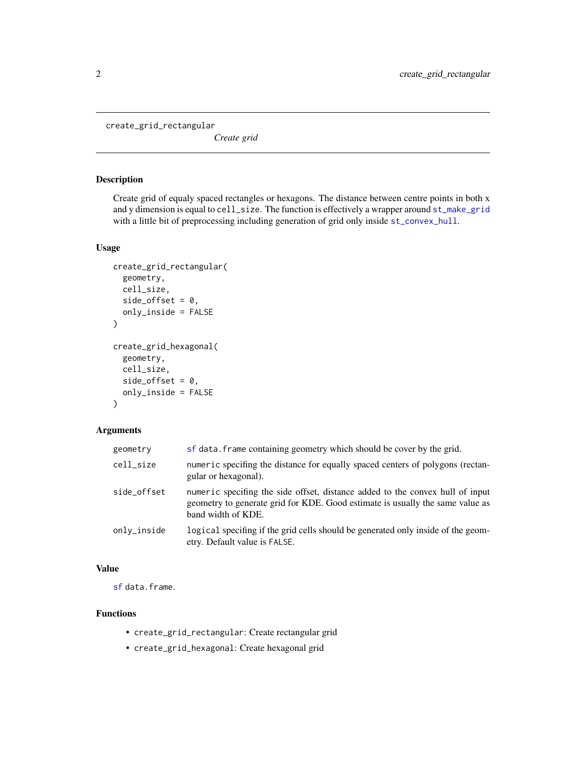create_grid_rectangular

*Create grid*

### Description

Create grid of equaly spaced rectangles or hexagons. The distance between centre points in both x and y dimension is equal to `cell_size`. The function is effectively a wrapper around `st_make_grid` with a little bit of preprocessing including generation of grid only inside `st_convex_hull`.

### Usage

```
create_grid_rectangular(
  geometry,
  cell_size,
  side_offset = 0,
  only_inside = FALSE
)

create_grid_hexagonal(
  geometry,
  cell_size,
  side_offset = 0,
  only_inside = FALSE
)
```

### Arguments

| | |
|---|---|
| `geometry` | `sf` `data.frame` containing geometry which should be cover by the grid. |
| `cell_size` | `numeric` specifing the distance for equally spaced centers of polygons (rectangular or hexagonal). |
| `side_offset` | `numeric` specifing the side offset, distance added to the convex hull of input geometry to generate grid for KDE. Good estimate is usually the same value as band width of KDE. |
| `only_inside` | `logical` specifing if the grid cells should be generated only inside of the geometry. Default value is `FALSE`. |

### Value

`sf` `data.frame`.

### Functions

- `create_grid_rectangular`: Create rectangular grid
- `create_grid_hexagonal`: Create hexagonal grid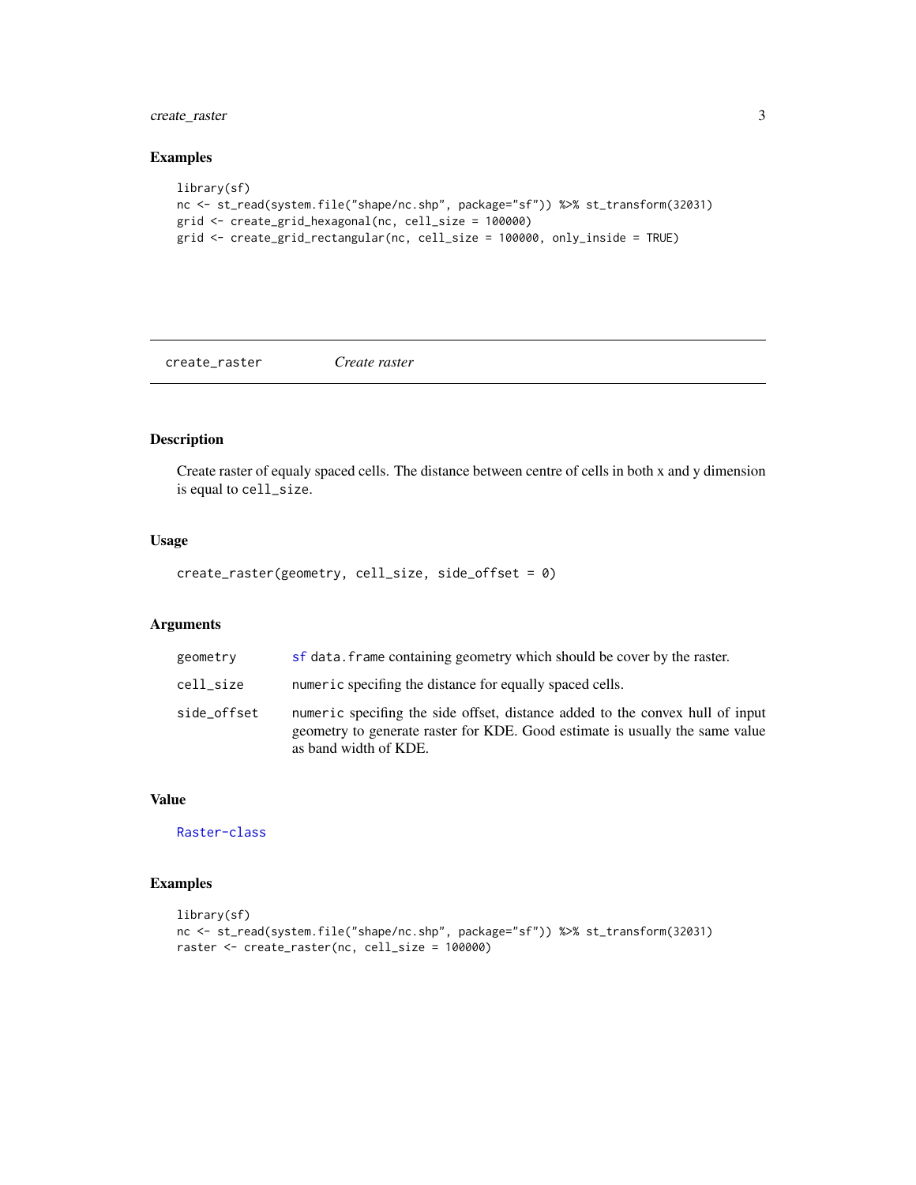### Examples

```
library(sf)
nc <- st_read(system.file("shape/nc.shp", package="sf")) %>% st_transform(32031)
grid <- create_grid_hexagonal(nc, cell_size = 100000)
grid <- create_grid_rectangular(nc, cell_size = 100000, only_inside = TRUE)
```

---

## create_raster &nbsp;&nbsp;&nbsp; *Create raster*

---

### Description

Create raster of equaly spaced cells. The distance between centre of cells in both x and y dimension is equal to `cell_size`.

### Usage

```
create_raster(geometry, cell_size, side_offset = 0)
```

### Arguments

| | |
|---|---|
| `geometry` | `sf` `data.frame` containing geometry which should be cover by the raster. |
| `cell_size` | `numeric` specifing the distance for equally spaced cells. |
| `side_offset` | `numeric` specifing the side offset, distance added to the convex hull of input geometry to generate raster for KDE. Good estimate is usually the same value as band width of KDE. |

### Value

`Raster-class`

### Examples

```
library(sf)
nc <- st_read(system.file("shape/nc.shp", package="sf")) %>% st_transform(32031)
raster <- create_raster(nc, cell_size = 100000)
```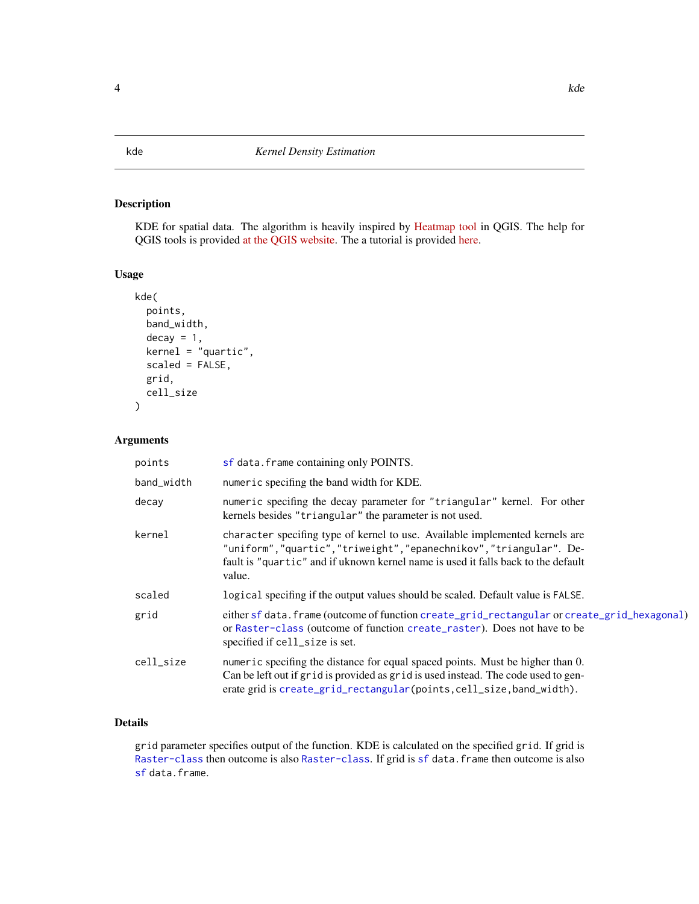## kde — *Kernel Density Estimation*

### Description

KDE for spatial data. The algorithm is heavily inspired by Heatmap tool in QGIS. The help for QGIS tools is provided at the QGIS website. The a tutorial is provided here.

### Usage

```
kde(
  points,
  band_width,
  decay = 1,
  kernel = "quartic",
  scaled = FALSE,
  grid,
  cell_size
)
```

### Arguments

| | |
|---|---|
| `points` | `sf` `data.frame` containing only POINTS. |
| `band_width` | `numeric` specifing the band width for KDE. |
| `decay` | `numeric` specifing the decay parameter for `"triangular"` kernel. For other kernels besides `"triangular"` the parameter is not used. |
| `kernel` | `character` specifing type of kernel to use. Available implemented kernels are `"uniform","quartic","triweight","epanechnikov","triangular"`. Default is `"quartic"` and if uknown kernel name is used it falls back to the default value. |
| `scaled` | `logical` specifing if the output values should be scaled. Default value is `FALSE`. |
| `grid` | either `sf` `data.frame` (outcome of function `create_grid_rectangular` or `create_grid_hexagonal`) or `Raster-class` (outcome of function `create_raster`). Does not have to be specified if `cell_size` is set. |
| `cell_size` | `numeric` specifing the distance for equal spaced points. Must be higher than 0. Can be left out if `grid` is provided as `grid` is used instead. The code used to generate grid is `create_grid_rectangular(points,cell_size,band_width)`. |

### Details

`grid` parameter specifies output of the function. KDE is calculated on the specified `grid`. If grid is `Raster-class` then outcome is also `Raster-class`. If grid is `sf` `data.frame` then outcome is also `sf` `data.frame`.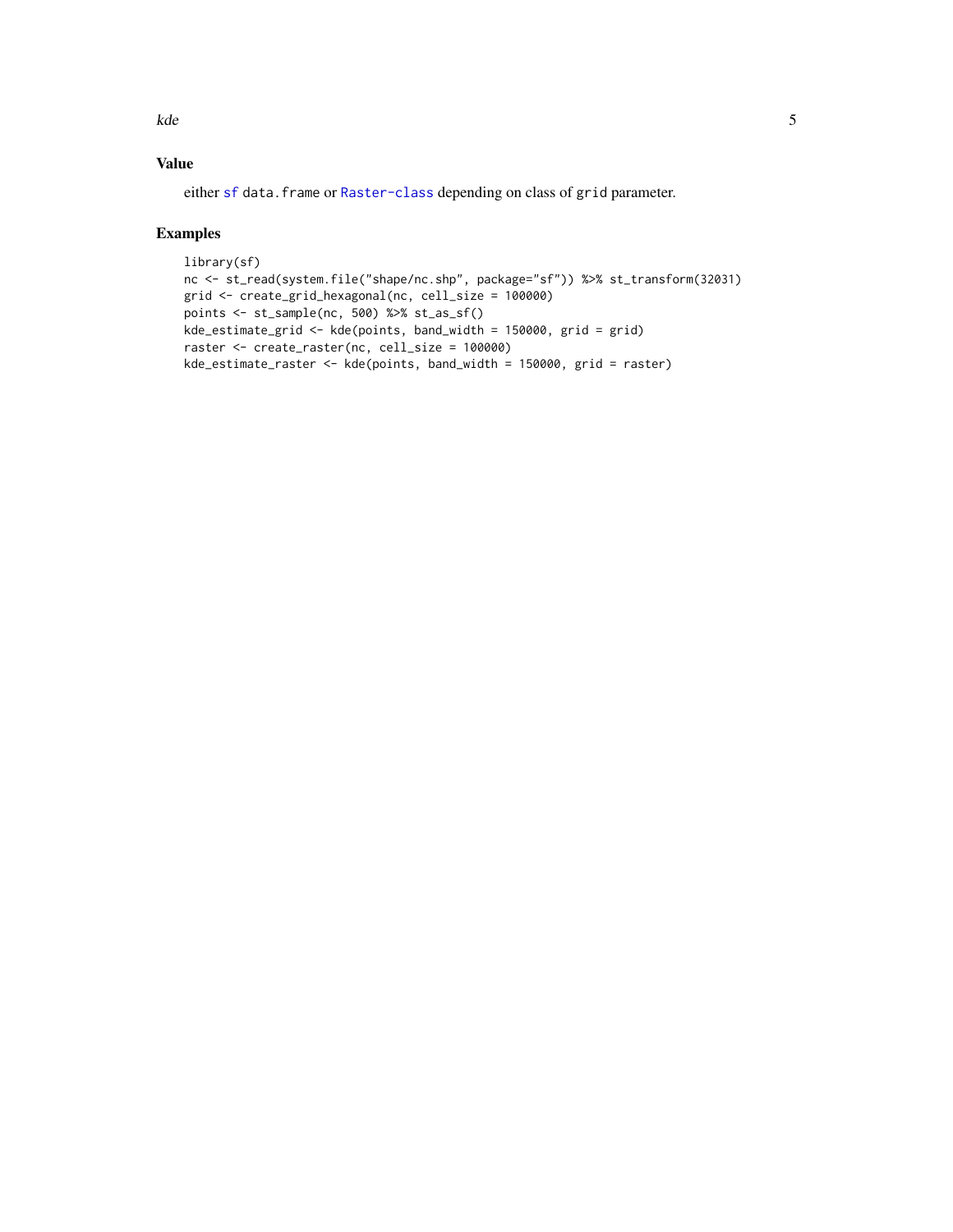## Value

either `sf` `data.frame` or `Raster-class` depending on class of `grid` parameter.

## Examples

```
library(sf)
nc <- st_read(system.file("shape/nc.shp", package="sf")) %>% st_transform(32031)
grid <- create_grid_hexagonal(nc, cell_size = 100000)
points <- st_sample(nc, 500) %>% st_as_sf()
kde_estimate_grid <- kde(points, band_width = 150000, grid = grid)
raster <- create_raster(nc, cell_size = 100000)
kde_estimate_raster <- kde(points, band_width = 150000, grid = raster)
```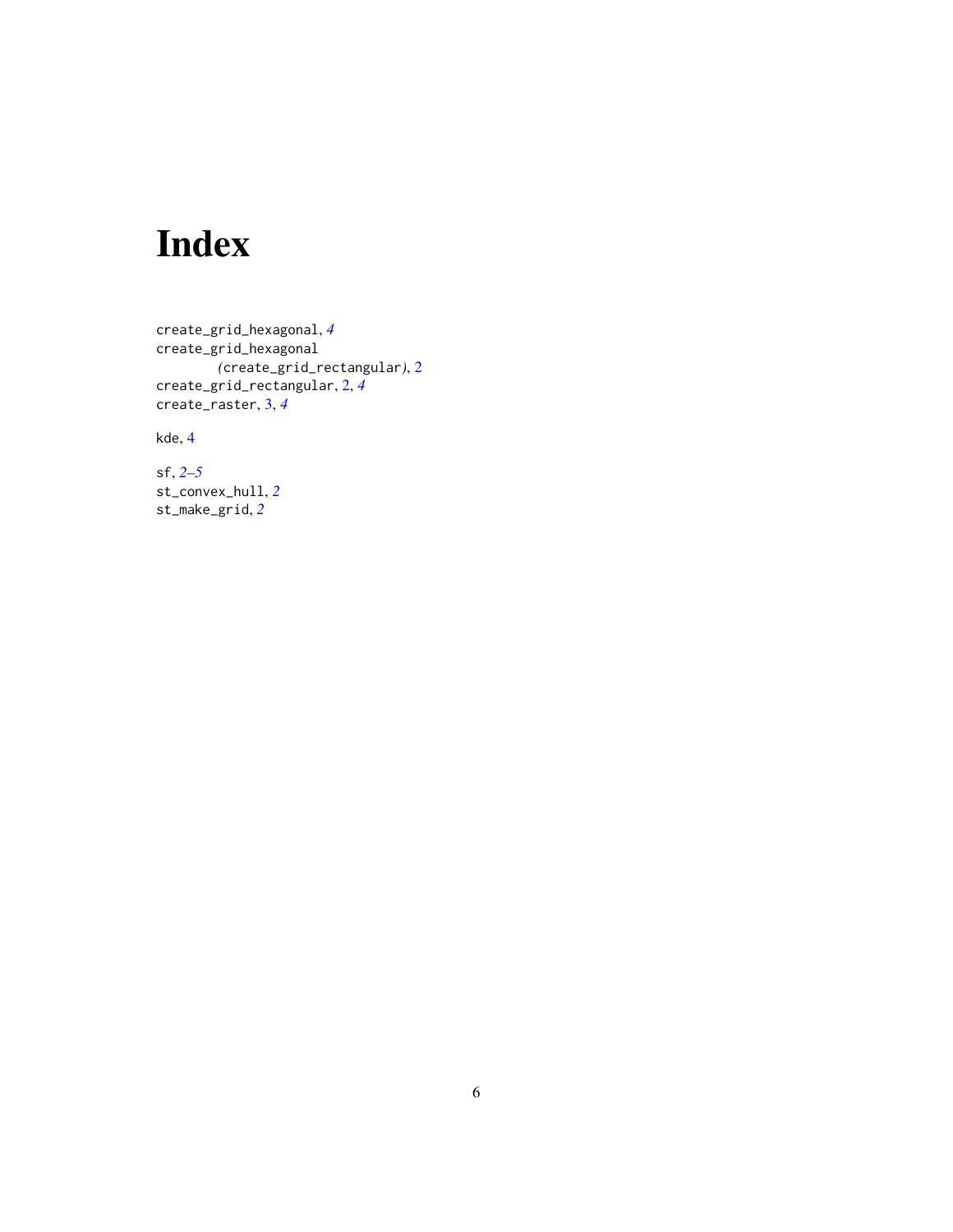# Index

create_grid_hexagonal, *4*
create_grid_hexagonal
    (create_grid_rectangular), 2
create_grid_rectangular, 2, *4*
create_raster, 3, *4*

kde, 4

sf, *2–5*
st_convex_hull, *2*
st_make_grid, *2*